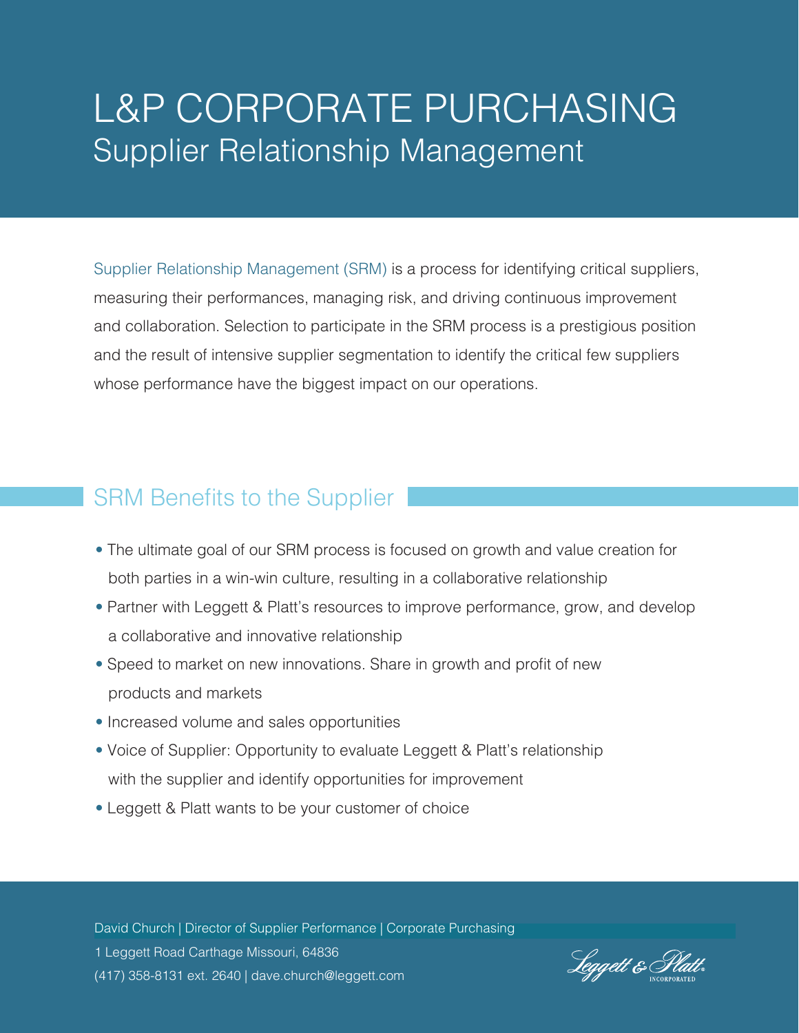# L&P CORPORATE PURCHASING

## Supplier Relationship Management

Supplier Relationship Management (SRM) is a process for identifying critical suppliers, measuring their performances, managing risk, and driving continuous improvement and collaboration. Selection to participate in the SRM process is a prestigious position and the result of intensive supplier segmentation to identify the critical few suppliers whose performance have the biggest impact on our operations.

## SRM Benefits to the Supplier

- The ultimate goal of our SRM process is focused on growth and value creation for both parties in a win-win culture, resulting in a collaborative relationship
- Partner with Leggett & Platt's resources to improve performance, grow, and develop a collaborative and innovative relationship
- Speed to market on new innovations. Share in growth and profit of new products and markets
- Increased volume and sales opportunities
- Voice of Supplier: Opportunity to evaluate Leggett & Platt's relationship with the supplier and identify opportunities for improvement
- Leggett & Platt wants to be your customer of choice

David Church | Director of Supplier Performance | Corporate Purchasing
1 Leggett Road Carthage Missouri, 64836
(417) 358-8131 ext. 2640 | dave.church@leggett.com

Leggett & Platt INCORPORATED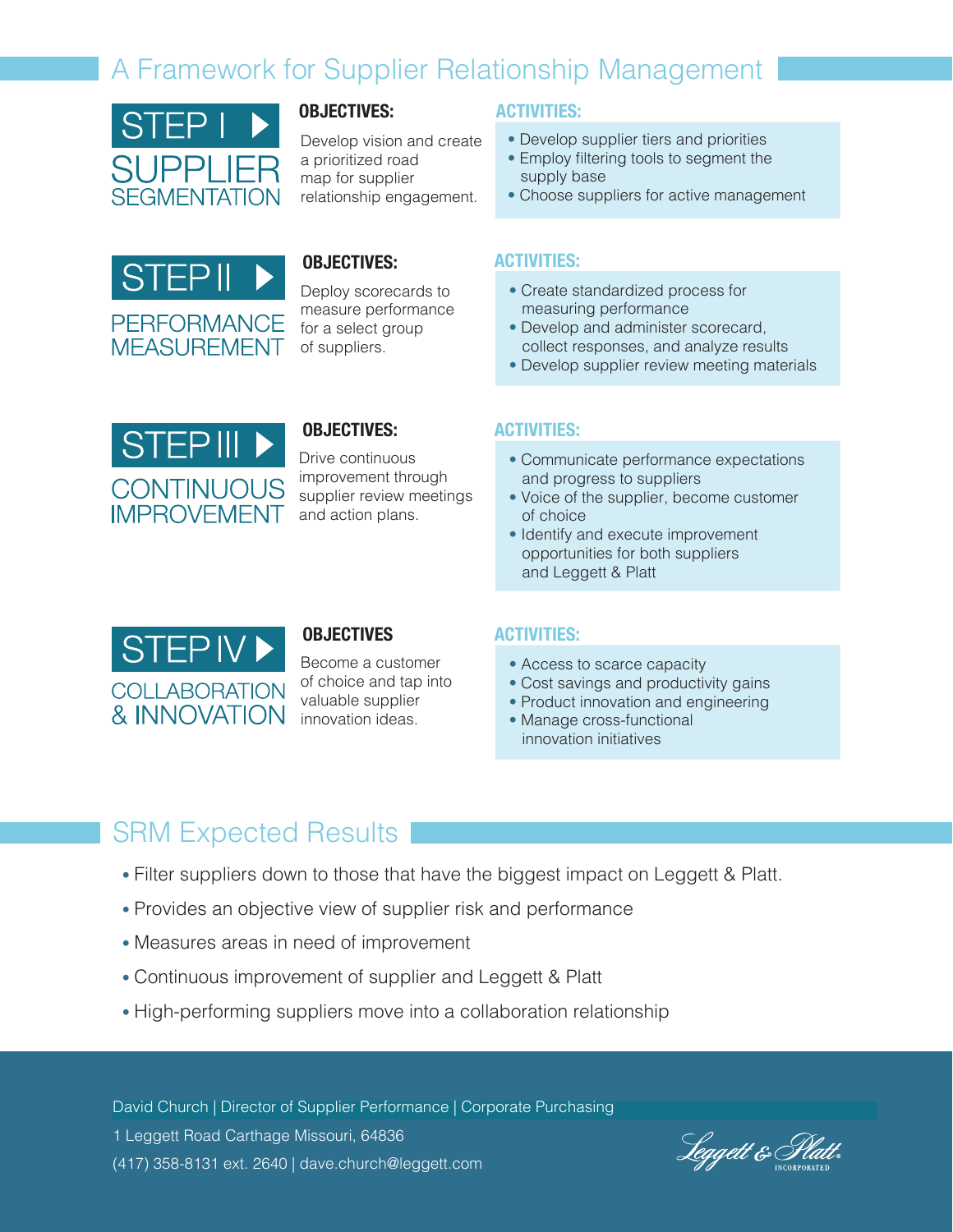# A Framework for Supplier Relationship Management

## STEP I — SUPPLIER SEGMENTATION

**OBJECTIVES:**

Develop vision and create a prioritized road map for supplier relationship engagement.

**ACTIVITIES:**

- Develop supplier tiers and priorities
- Employ filtering tools to segment the supply base
- Choose suppliers for active management

## STEP II — PERFORMANCE MEASUREMENT

**OBJECTIVES:**

Deploy scorecards to measure performance for a select group of suppliers.

**ACTIVITIES:**

- Create standardized process for measuring performance
- Develop and administer scorecard, collect responses, and analyze results
- Develop supplier review meeting materials

## STEP III — CONTINUOUS IMPROVEMENT

**OBJECTIVES:**

Drive continuous improvement through supplier review meetings and action plans.

**ACTIVITIES:**

- Communicate performance expectations and progress to suppliers
- Voice of the supplier, become customer of choice
- Identify and execute improvement opportunities for both suppliers and Leggett & Platt

## STEP IV — COLLABORATION & INNOVATION

**OBJECTIVES**

Become a customer of choice and tap into valuable supplier innovation ideas.

**ACTIVITIES:**

- Access to scarce capacity
- Cost savings and productivity gains
- Product innovation and engineering
- Manage cross-functional innovation initiatives

# SRM Expected Results

- Filter suppliers down to those that have the biggest impact on Leggett & Platt.
- Provides an objective view of supplier risk and performance
- Measures areas in need of improvement
- Continuous improvement of supplier and Leggett & Platt
- High-performing suppliers move into a collaboration relationship

David Church | Director of Supplier Performance | Corporate Purchasing
1 Leggett Road Carthage Missouri, 64836
(417) 358-8131 ext. 2640 | dave.church@leggett.com

Leggett & Platt INCORPORATED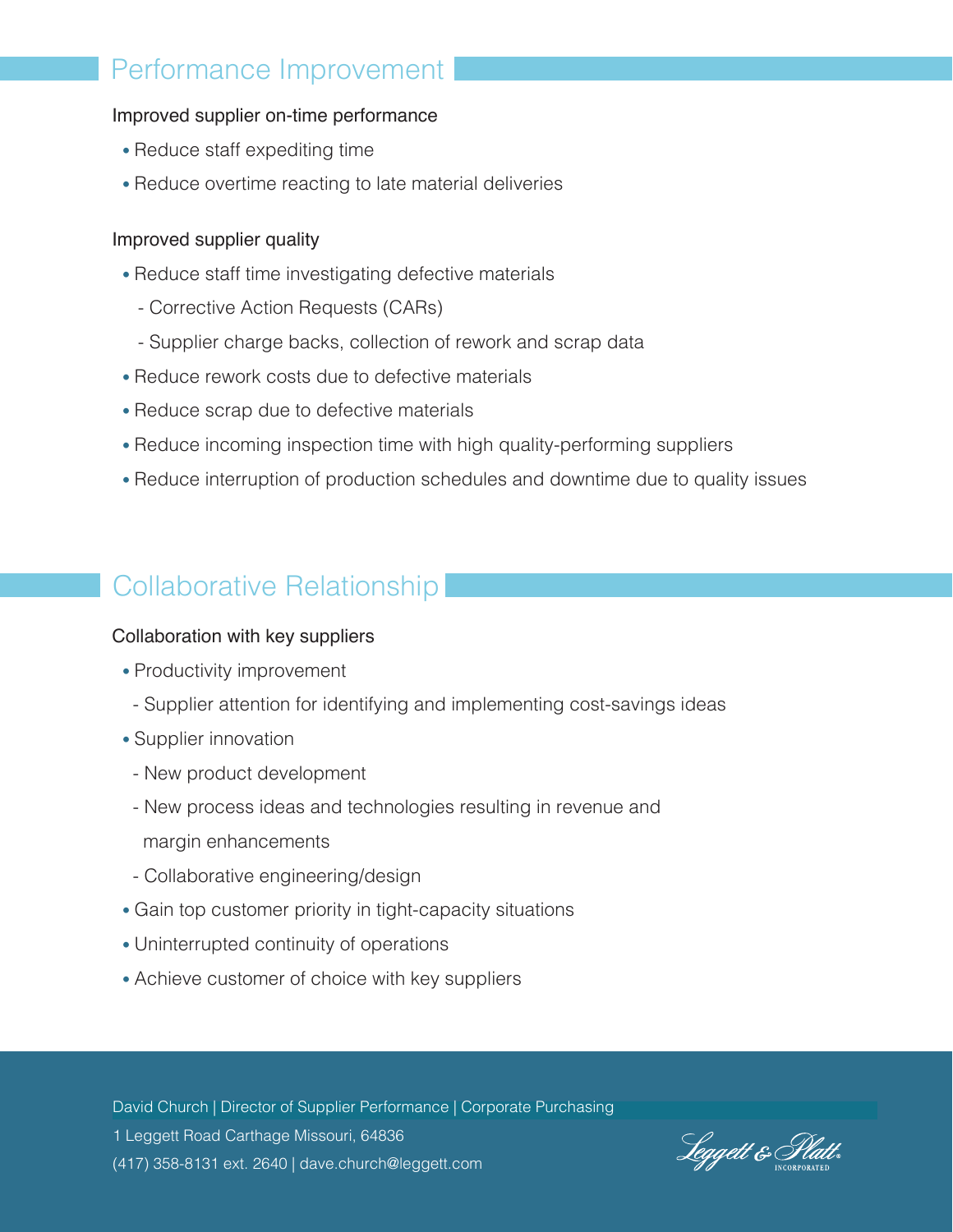## Performance Improvement

Improved supplier on-time performance

- Reduce staff expediting time
- Reduce overtime reacting to late material deliveries

Improved supplier quality

- Reduce staff time investigating defective materials
  - Corrective Action Requests (CARs)
  - Supplier charge backs, collection of rework and scrap data
- Reduce rework costs due to defective materials
- Reduce scrap due to defective materials
- Reduce incoming inspection time with high quality-performing suppliers
- Reduce interruption of production schedules and downtime due to quality issues

## Collaborative Relationship

Collaboration with key suppliers

- Productivity improvement
  - Supplier attention for identifying and implementing cost-savings ideas
- Supplier innovation
  - New product development
  - New process ideas and technologies resulting in revenue and margin enhancements
  - Collaborative engineering/design
- Gain top customer priority in tight-capacity situations
- Uninterrupted continuity of operations
- Achieve customer of choice with key suppliers

David Church | Director of Supplier Performance | Corporate Purchasing

1 Leggett Road Carthage Missouri, 64836

(417) 358-8131 ext. 2640 | dave.church@leggett.com

Leggett & Platt. INCORPORATED